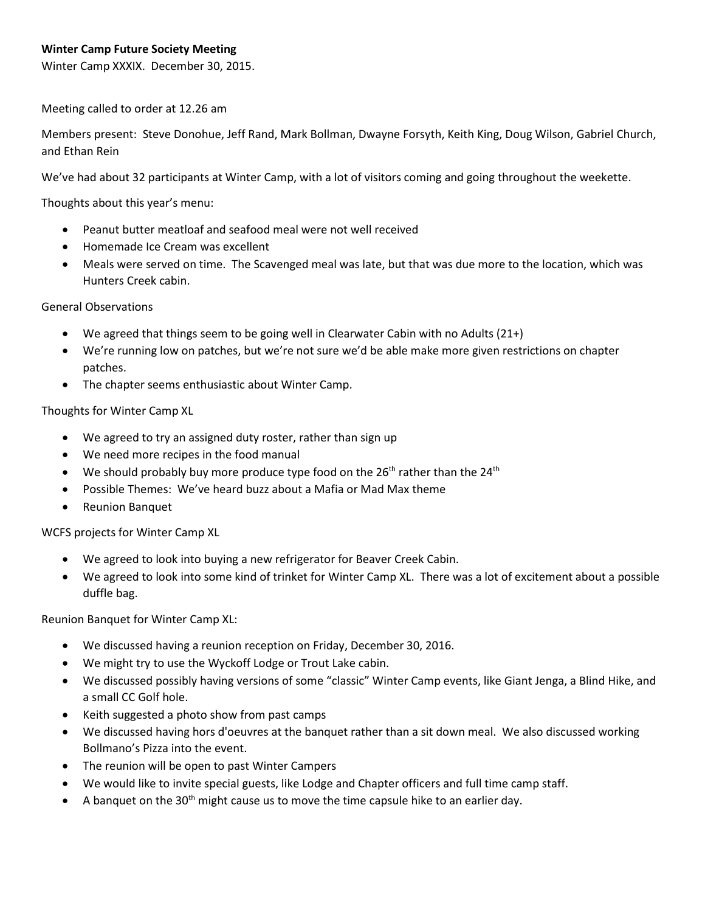**Winter Camp Future Society Meeting**

Winter Camp XXXIX. December 30, 2015.

Meeting called to order at 12.26 am

Members present: Steve Donohue, Jeff Rand, Mark Bollman, Dwayne Forsyth, Keith King, Doug Wilson, Gabriel Church, and Ethan Rein

We've had about 32 participants at Winter Camp, with a lot of visitors coming and going throughout the weekette.

Thoughts about this year's menu:

- Peanut butter meatloaf and seafood meal were not well received
- Homemade Ice Cream was excellent
- Meals were served on time. The Scavenged meal was late, but that was due more to the location, which was Hunters Creek cabin.

General Observations

- We agreed that things seem to be going well in Clearwater Cabin with no Adults (21+)
- We're running low on patches, but we're not sure we'd be able make more given restrictions on chapter patches.
- The chapter seems enthusiastic about Winter Camp.

Thoughts for Winter Camp XL

- We agreed to try an assigned duty roster, rather than sign up
- We need more recipes in the food manual
- We should probably buy more produce type food on the 26th rather than the 24th
- Possible Themes: We've heard buzz about a Mafia or Mad Max theme
- Reunion Banquet

WCFS projects for Winter Camp XL

- We agreed to look into buying a new refrigerator for Beaver Creek Cabin.
- We agreed to look into some kind of trinket for Winter Camp XL. There was a lot of excitement about a possible duffle bag.

Reunion Banquet for Winter Camp XL:

- We discussed having a reunion reception on Friday, December 30, 2016.
- We might try to use the Wyckoff Lodge or Trout Lake cabin.
- We discussed possibly having versions of some "classic" Winter Camp events, like Giant Jenga, a Blind Hike, and a small CC Golf hole.
- Keith suggested a photo show from past camps
- We discussed having hors d'oeuvres at the banquet rather than a sit down meal. We also discussed working Bollmano's Pizza into the event.
- The reunion will be open to past Winter Campers
- We would like to invite special guests, like Lodge and Chapter officers and full time camp staff.
- A banquet on the 30th might cause us to move the time capsule hike to an earlier day.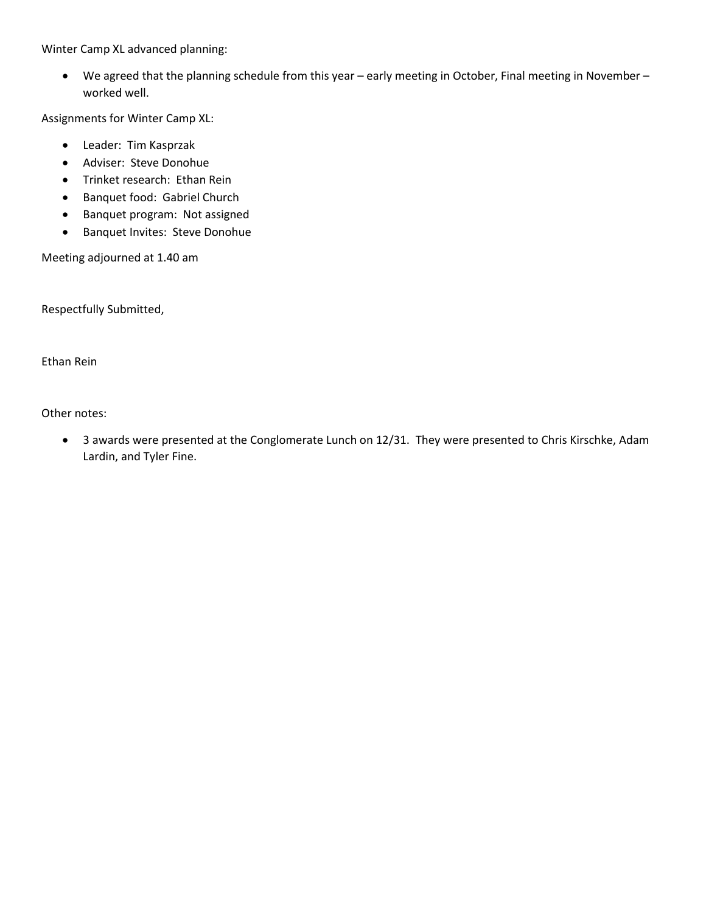Winter Camp XL advanced planning:

- We agreed that the planning schedule from this year – early meeting in October, Final meeting in November – worked well.

Assignments for Winter Camp XL:

- Leader: Tim Kasprzak
- Adviser: Steve Donohue
- Trinket research: Ethan Rein
- Banquet food: Gabriel Church
- Banquet program: Not assigned
- Banquet Invites: Steve Donohue

Meeting adjourned at 1.40 am

Respectfully Submitted,

Ethan Rein

Other notes:

- 3 awards were presented at the Conglomerate Lunch on 12/31. They were presented to Chris Kirschke, Adam Lardin, and Tyler Fine.